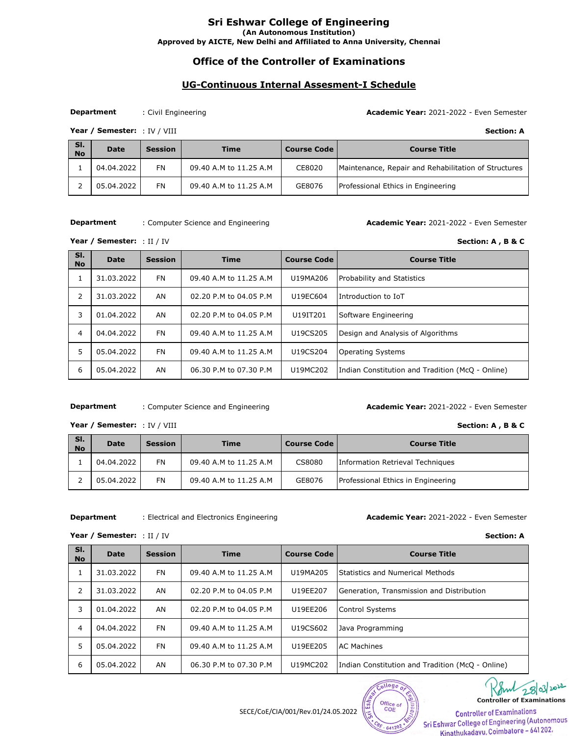# Sri Eshwar College of Engineering

**(An Autonomous Institution)**

**Approved by AICTE, New Delhi and Affiliated to Anna University, Chennai**

## Office of the Controller of Examinations

### UG-Continuous Internal Assesment-I Schedule

**Department** : Civil Engineering — **Academic Year:** 2021-2022 - Even Semester

**Year / Semester:** : IV / VIII — **Section: A**

| Sl. No | Date | Session | Time | Course Code | Course Title |
|---|---|---|---|---|---|
| 1 | 04.04.2022 | FN | 09.40 A.M to 11.25 A.M | CE8020 | Maintenance, Repair and Rehabilitation of Structures |
| 2 | 05.04.2022 | FN | 09.40 A.M to 11.25 A.M | GE8076 | Professional Ethics in Engineering |

**Department** : Computer Science and Engineering — **Academic Year:** 2021-2022 - Even Semester

**Year / Semester:** : II / IV — **Section: A , B & C**

| Sl. No | Date | Session | Time | Course Code | Course Title |
|---|---|---|---|---|---|
| 1 | 31.03.2022 | FN | 09.40 A.M to 11.25 A.M | U19MA206 | Probability and Statistics |
| 2 | 31.03.2022 | AN | 02.20 P.M to 04.05 P.M | U19EC604 | Introduction to IoT |
| 3 | 01.04.2022 | AN | 02.20 P.M to 04.05 P.M | U19IT201 | Software Engineering |
| 4 | 04.04.2022 | FN | 09.40 A.M to 11.25 A.M | U19CS205 | Design and Analysis of Algorithms |
| 5 | 05.04.2022 | FN | 09.40 A.M to 11.25 A.M | U19CS204 | Operating Systems |
| 6 | 05.04.2022 | AN | 06.30 P.M to 07.30 P.M | U19MC202 | Indian Constitution and Tradition (McQ - Online) |

**Department** : Computer Science and Engineering — **Academic Year:** 2021-2022 - Even Semester

**Year / Semester:** : IV / VIII — **Section: A , B & C**

| Sl. No | Date | Session | Time | Course Code | Course Title |
|---|---|---|---|---|---|
| 1 | 04.04.2022 | FN | 09.40 A.M to 11.25 A.M | CS8080 | Information Retrieval Techniques |
| 2 | 05.04.2022 | FN | 09.40 A.M to 11.25 A.M | GE8076 | Professional Ethics in Engineering |

**Department** : Electrical and Electronics Engineering — **Academic Year:** 2021-2022 - Even Semester

**Year / Semester:** : II / IV — **Section: A**

| Sl. No | Date | Session | Time | Course Code | Course Title |
|---|---|---|---|---|---|
| 1 | 31.03.2022 | FN | 09.40 A.M to 11.25 A.M | U19MA205 | Statistics and Numerical Methods |
| 2 | 31.03.2022 | AN | 02.20 P.M to 04.05 P.M | U19EE207 | Generation, Transmission and Distribution |
| 3 | 01.04.2022 | AN | 02.20 P.M to 04.05 P.M | U19EE206 | Control Systems |
| 4 | 04.04.2022 | FN | 09.40 A.M to 11.25 A.M | U19CS602 | Java Programming |
| 5 | 05.04.2022 | FN | 09.40 A.M to 11.25 A.M | U19EE205 | AC Machines |
| 6 | 05.04.2022 | AN | 06.30 P.M to 07.30 P.M | U19MC202 | Indian Constitution and Tradition (McQ - Online) |

28/03/2022

**Controller of Examinations**

Controller of Examinations
Sri Eshwar College of Engineering (Autonomous)
Kinathukadavu, Coimbatore - 641 202.

SECE/CoE/CIA/001/Rev.01/24.05.2022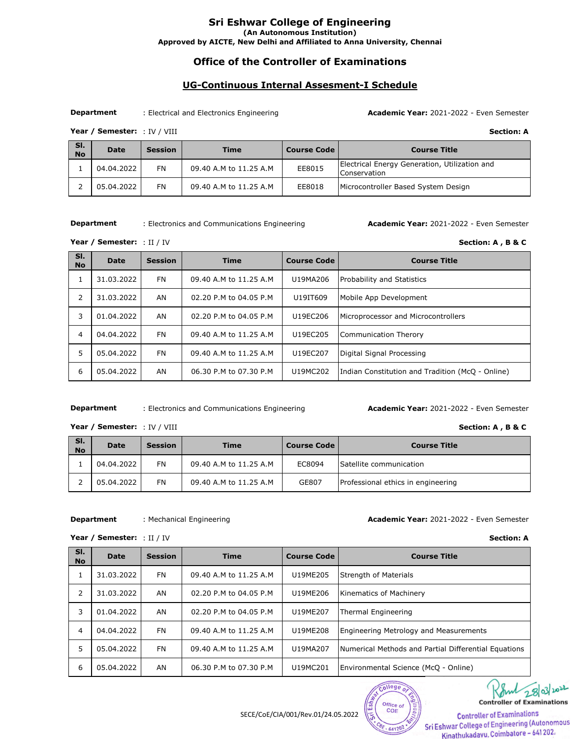# Sri Eshwar College of Engineering

**(An Autonomous Institution)**

**Approved by AICTE, New Delhi and Affiliated to Anna University, Chennai**

## Office of the Controller of Examinations

### UG-Continuous Internal Assesment-I Schedule

**Department** : Electrical and Electronics Engineering **Academic Year:** 2021-2022 - Even Semester

**Year / Semester:** : IV / VIII **Section: A**

| Sl. No | Date | Session | Time | Course Code | Course Title |
|---|---|---|---|---|---|
| 1 | 04.04.2022 | FN | 09.40 A.M to 11.25 A.M | EE8015 | Electrical Energy Generation, Utilization and Conservation |
| 2 | 05.04.2022 | FN | 09.40 A.M to 11.25 A.M | EE8018 | Microcontroller Based System Design |

**Department** : Electronics and Communications Engineering **Academic Year:** 2021-2022 - Even Semester

**Year / Semester:** : II / IV **Section: A , B & C**

| Sl. No | Date | Session | Time | Course Code | Course Title |
|---|---|---|---|---|---|
| 1 | 31.03.2022 | FN | 09.40 A.M to 11.25 A.M | U19MA206 | Probability and Statistics |
| 2 | 31.03.2022 | AN | 02.20 P.M to 04.05 P.M | U19IT609 | Mobile App Development |
| 3 | 01.04.2022 | AN | 02.20 P.M to 04.05 P.M | U19EC206 | Microprocessor and Microcontrollers |
| 4 | 04.04.2022 | FN | 09.40 A.M to 11.25 A.M | U19EC205 | Communication Therory |
| 5 | 05.04.2022 | FN | 09.40 A.M to 11.25 A.M | U19EC207 | Digital Signal Processing |
| 6 | 05.04.2022 | AN | 06.30 P.M to 07.30 P.M | U19MC202 | Indian Constitution and Tradition (McQ - Online) |

**Department** : Electronics and Communications Engineering **Academic Year:** 2021-2022 - Even Semester

**Year / Semester:** : IV / VIII **Section: A , B & C**

| Sl. No | Date | Session | Time | Course Code | Course Title |
|---|---|---|---|---|---|
| 1 | 04.04.2022 | FN | 09.40 A.M to 11.25 A.M | EC8094 | Satellite communication |
| 2 | 05.04.2022 | FN | 09.40 A.M to 11.25 A.M | GE807 | Professional ethics in engineering |

**Department** : Mechanical Engineering **Academic Year:** 2021-2022 - Even Semester

**Year / Semester:** : II / IV **Section: A**

| Sl. No | Date | Session | Time | Course Code | Course Title |
|---|---|---|---|---|---|
| 1 | 31.03.2022 | FN | 09.40 A.M to 11.25 A.M | U19ME205 | Strength of Materials |
| 2 | 31.03.2022 | AN | 02.20 P.M to 04.05 P.M | U19ME206 | Kinematics of Machinery |
| 3 | 01.04.2022 | AN | 02.20 P.M to 04.05 P.M | U19ME207 | Thermal Engineering |
| 4 | 04.04.2022 | FN | 09.40 A.M to 11.25 A.M | U19ME208 | Engineering Metrology and Measurements |
| 5 | 05.04.2022 | FN | 09.40 A.M to 11.25 A.M | U19MA207 | Numerical Methods and Partial Differential Equations |
| 6 | 05.04.2022 | AN | 06.30 P.M to 07.30 P.M | U19MC201 | Environmental Science (McQ - Online) |

28/03/2022

**Controller of Examinations**

Controller of Examinations
Sri Eshwar College of Engineering (Autonomous)
Kinathukadavu, Coimbatore - 641 202.

SECE/CoE/CIA/001/Rev.01/24.05.2022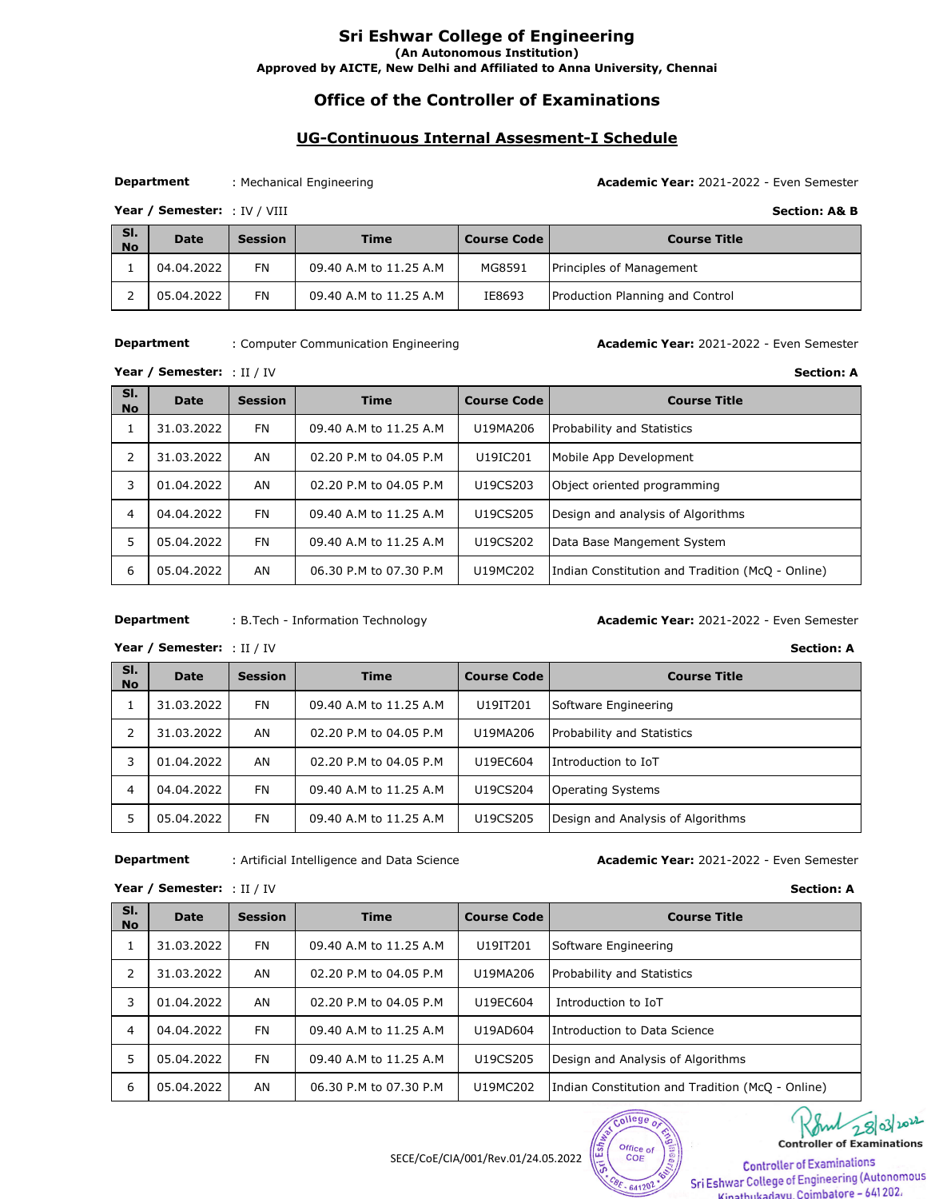# Sri Eshwar College of Engineering

**(An Autonomous Institution)**

**Approved by AICTE, New Delhi and Affiliated to Anna University, Chennai**

## Office of the Controller of Examinations

### UG-Continuous Internal Assesment-I Schedule

**Department** : Mechanical Engineering **Academic Year:** 2021-2022 - Even Semester

**Year / Semester:** : IV / VIII **Section: A& B**

| Sl. No | Date | Session | Time | Course Code | Course Title |
|---|---|---|---|---|---|
| 1 | 04.04.2022 | FN | 09.40 A.M to 11.25 A.M | MG8591 | Principles of Management |
| 2 | 05.04.2022 | FN | 09.40 A.M to 11.25 A.M | IE8693 | Production Planning and Control |

**Department** : Computer Communication Engineering **Academic Year:** 2021-2022 - Even Semester

**Year / Semester:** : II / IV **Section: A**

| Sl. No | Date | Session | Time | Course Code | Course Title |
|---|---|---|---|---|---|
| 1 | 31.03.2022 | FN | 09.40 A.M to 11.25 A.M | U19MA206 | Probability and Statistics |
| 2 | 31.03.2022 | AN | 02.20 P.M to 04.05 P.M | U19IC201 | Mobile App Development |
| 3 | 01.04.2022 | AN | 02.20 P.M to 04.05 P.M | U19CS203 | Object oriented programming |
| 4 | 04.04.2022 | FN | 09.40 A.M to 11.25 A.M | U19CS205 | Design and analysis of Algorithms |
| 5 | 05.04.2022 | FN | 09.40 A.M to 11.25 A.M | U19CS202 | Data Base Mangement System |
| 6 | 05.04.2022 | AN | 06.30 P.M to 07.30 P.M | U19MC202 | Indian Constitution and Tradition (McQ - Online) |

**Department** : B.Tech - Information Technology **Academic Year:** 2021-2022 - Even Semester

**Year / Semester:** : II / IV **Section: A**

| Sl. No | Date | Session | Time | Course Code | Course Title |
|---|---|---|---|---|---|
| 1 | 31.03.2022 | FN | 09.40 A.M to 11.25 A.M | U19IT201 | Software Engineering |
| 2 | 31.03.2022 | AN | 02.20 P.M to 04.05 P.M | U19MA206 | Probability and Statistics |
| 3 | 01.04.2022 | AN | 02.20 P.M to 04.05 P.M | U19EC604 | Introduction to IoT |
| 4 | 04.04.2022 | FN | 09.40 A.M to 11.25 A.M | U19CS204 | Operating Systems |
| 5 | 05.04.2022 | FN | 09.40 A.M to 11.25 A.M | U19CS205 | Design and Analysis of Algorithms |

**Department** : Artificial Intelligence and Data Science **Academic Year:** 2021-2022 - Even Semester

**Year / Semester:** : II / IV **Section: A**

| Sl. No | Date | Session | Time | Course Code | Course Title |
|---|---|---|---|---|---|
| 1 | 31.03.2022 | FN | 09.40 A.M to 11.25 A.M | U19IT201 | Software Engineering |
| 2 | 31.03.2022 | AN | 02.20 P.M to 04.05 P.M | U19MA206 | Probability and Statistics |
| 3 | 01.04.2022 | AN | 02.20 P.M to 04.05 P.M | U19EC604 | Introduction to IoT |
| 4 | 04.04.2022 | FN | 09.40 A.M to 11.25 A.M | U19AD604 | Introduction to Data Science |
| 5 | 05.04.2022 | FN | 09.40 A.M to 11.25 A.M | U19CS205 | Design and Analysis of Algorithms |
| 6 | 05.04.2022 | AN | 06.30 P.M to 07.30 P.M | U19MC202 | Indian Constitution and Tradition (McQ - Online) |

SECE/CoE/CIA/001/Rev.01/24.05.2022

28/03/2022

**Controller of Examinations**

Controller of Examinations
Sri Eshwar College of Engineering (Autonomous
Kinathukadavu, Coimbatore - 641 202.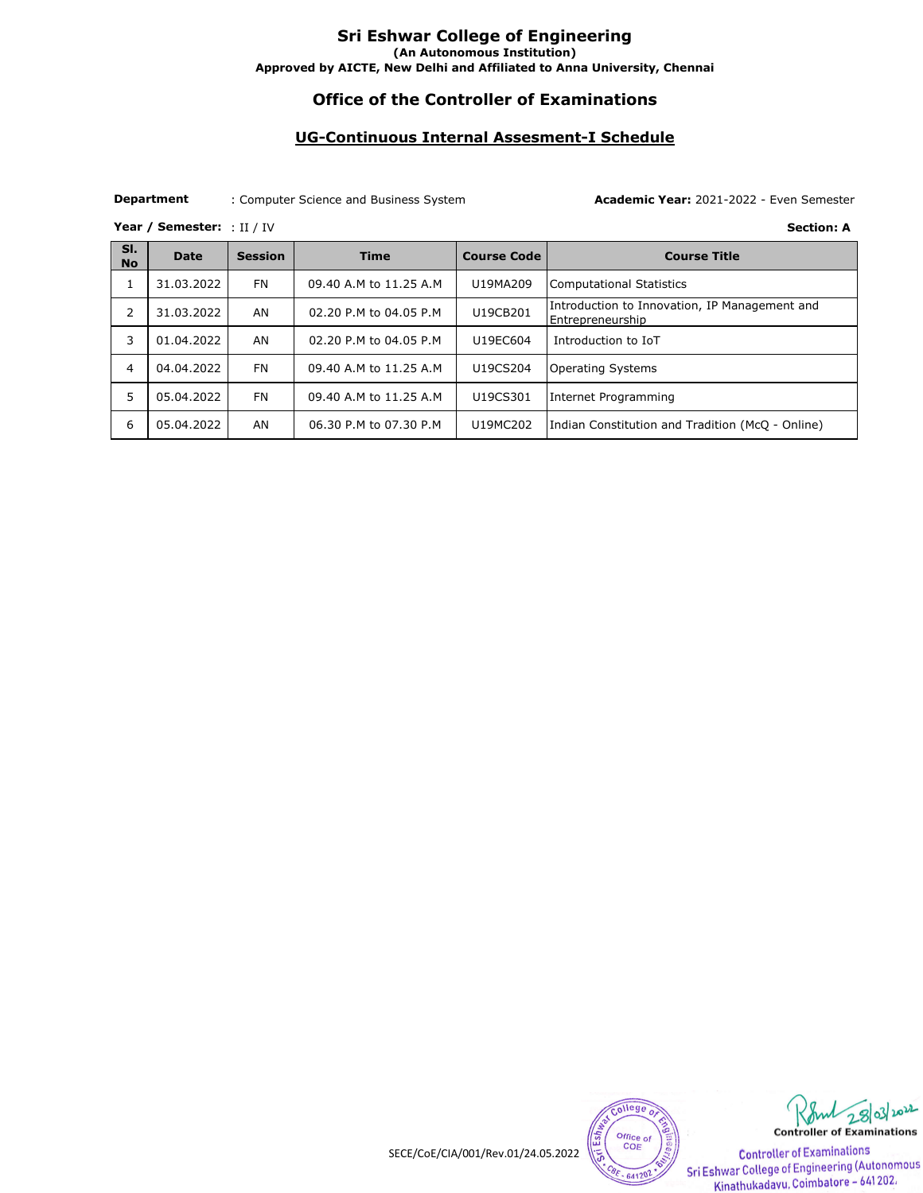# Sri Eshwar College of Engineering

**(An Autonomous Institution)**

**Approved by AICTE, New Delhi and Affiliated to Anna University, Chennai**

## Office of the Controller of Examinations

### UG-Continuous Internal Assesment-I Schedule

**Department** : Computer Science and Business System **Academic Year:** 2021-2022 - Even Semester

**Year / Semester:** : II / IV **Section: A**

| Sl. No | Date | Session | Time | Course Code | Course Title |
|---|---|---|---|---|---|
| 1 | 31.03.2022 | FN | 09.40 A.M to 11.25 A.M | U19MA209 | Computational Statistics |
| 2 | 31.03.2022 | AN | 02.20 P.M to 04.05 P.M | U19CB201 | Introduction to Innovation, IP Management and Entrepreneurship |
| 3 | 01.04.2022 | AN | 02.20 P.M to 04.05 P.M | U19EC604 | Introduction to IoT |
| 4 | 04.04.2022 | FN | 09.40 A.M to 11.25 A.M | U19CS204 | Operating Systems |
| 5 | 05.04.2022 | FN | 09.40 A.M to 11.25 A.M | U19CS301 | Internet Programming |
| 6 | 05.04.2022 | AN | 06.30 P.M to 07.30 P.M | U19MC202 | Indian Constitution and Tradition (McQ - Online) |

28/03/2022

**Controller of Examinations**

Controller of Examinations
Sri Eshwar College of Engineering (Autonomous
Kinathukadavu, Coimbatore - 641 202.

SECE/CoE/CIA/001/Rev.01/24.05.2022